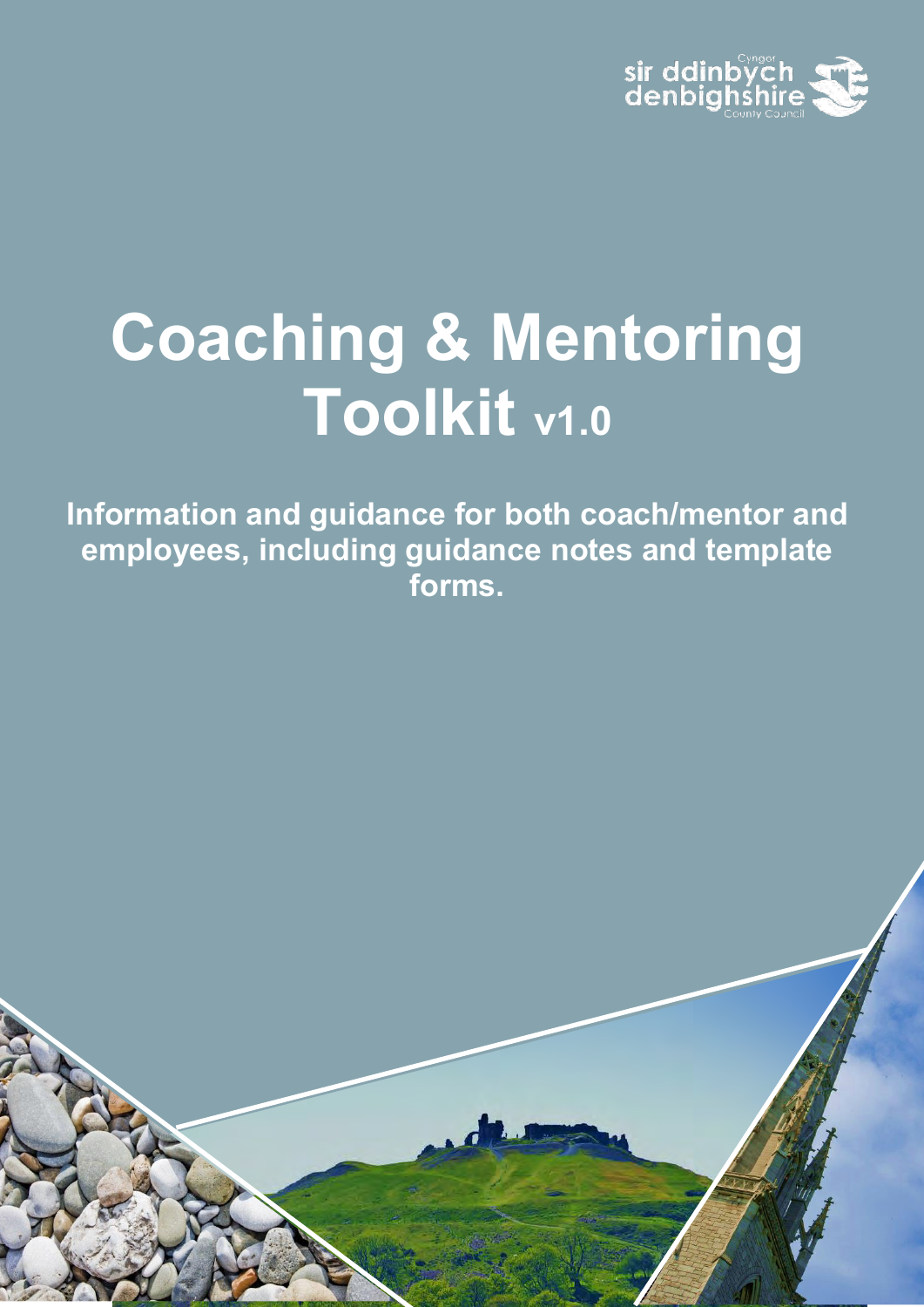# Coaching & Mentoring Toolkit v1.0

**Information and guidance for both coach/mentor and employees, including guidance notes and template forms.**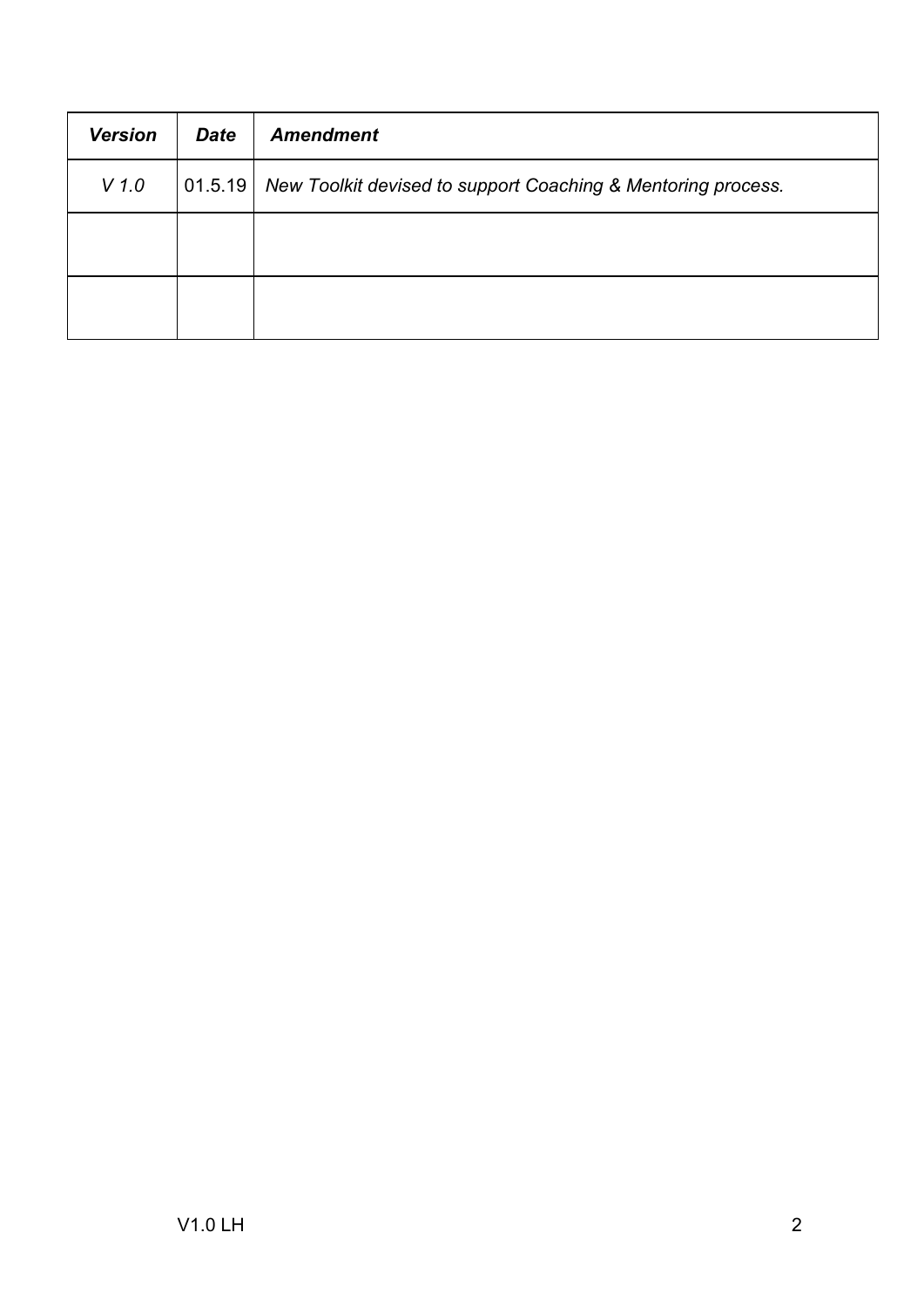| ***Version*** | ***Date*** | ***Amendment*** |
| --- | --- | --- |
| *V 1.0* | 01.5.19 | *New Toolkit devised to support Coaching & Mentoring process.* |
| | | |
| | | |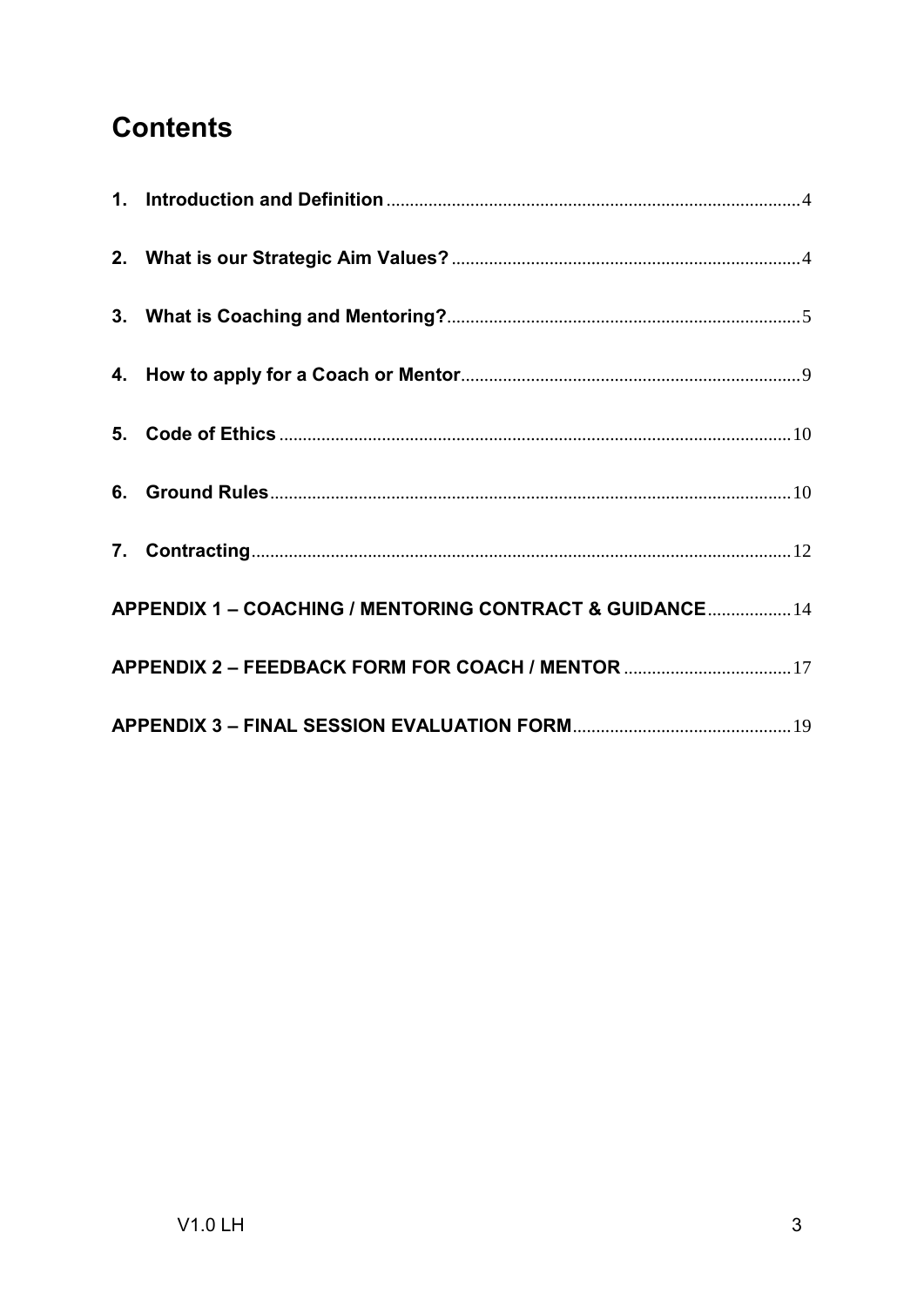# Contents

1. **Introduction and Definition** ........ 4
2. **What is our Strategic Aim Values?** ........ 4
3. **What is Coaching and Mentoring?** ........ 5
4. **How to apply for a Coach or Mentor** ........ 9
5. **Code of Ethics** ........ 10
6. **Ground Rules** ........ 10
7. **Contracting** ........ 12

**APPENDIX 1 – COACHING / MENTORING CONTRACT & GUIDANCE** ........ 14

**APPENDIX 2 – FEEDBACK FORM FOR COACH / MENTOR** ........ 17

**APPENDIX 3 – FINAL SESSION EVALUATION FORM** ........ 19

V1.0 LH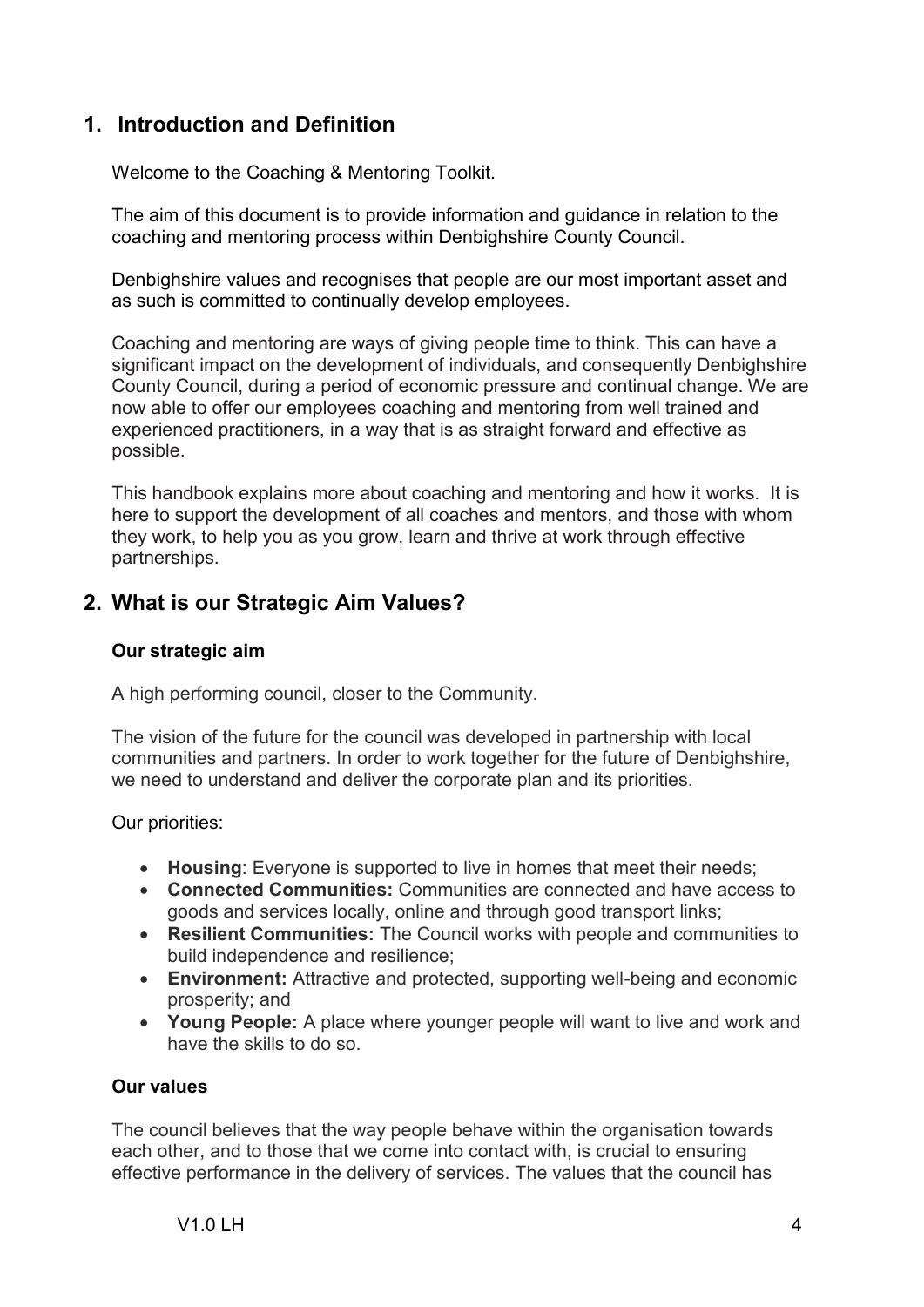## 1. Introduction and Definition

Welcome to the Coaching & Mentoring Toolkit.

The aim of this document is to provide information and guidance in relation to the coaching and mentoring process within Denbighshire County Council.

Denbighshire values and recognises that people are our most important asset and as such is committed to continually develop employees.

Coaching and mentoring are ways of giving people time to think. This can have a significant impact on the development of individuals, and consequently Denbighshire County Council, during a period of economic pressure and continual change. We are now able to offer our employees coaching and mentoring from well trained and experienced practitioners, in a way that is as straight forward and effective as possible.

This handbook explains more about coaching and mentoring and how it works. It is here to support the development of all coaches and mentors, and those with whom they work, to help you as you grow, learn and thrive at work through effective partnerships.

## 2. What is our Strategic Aim Values?

### Our strategic aim

A high performing council, closer to the Community.

The vision of the future for the council was developed in partnership with local communities and partners. In order to work together for the future of Denbighshire, we need to understand and deliver the corporate plan and its priorities.

Our priorities:

- **Housing**: Everyone is supported to live in homes that meet their needs;
- **Connected Communities:** Communities are connected and have access to goods and services locally, online and through good transport links;
- **Resilient Communities:** The Council works with people and communities to build independence and resilience;
- **Environment:** Attractive and protected, supporting well-being and economic prosperity; and
- **Young People:** A place where younger people will want to live and work and have the skills to do so.

### Our values

The council believes that the way people behave within the organisation towards each other, and to those that we come into contact with, is crucial to ensuring effective performance in the delivery of services. The values that the council has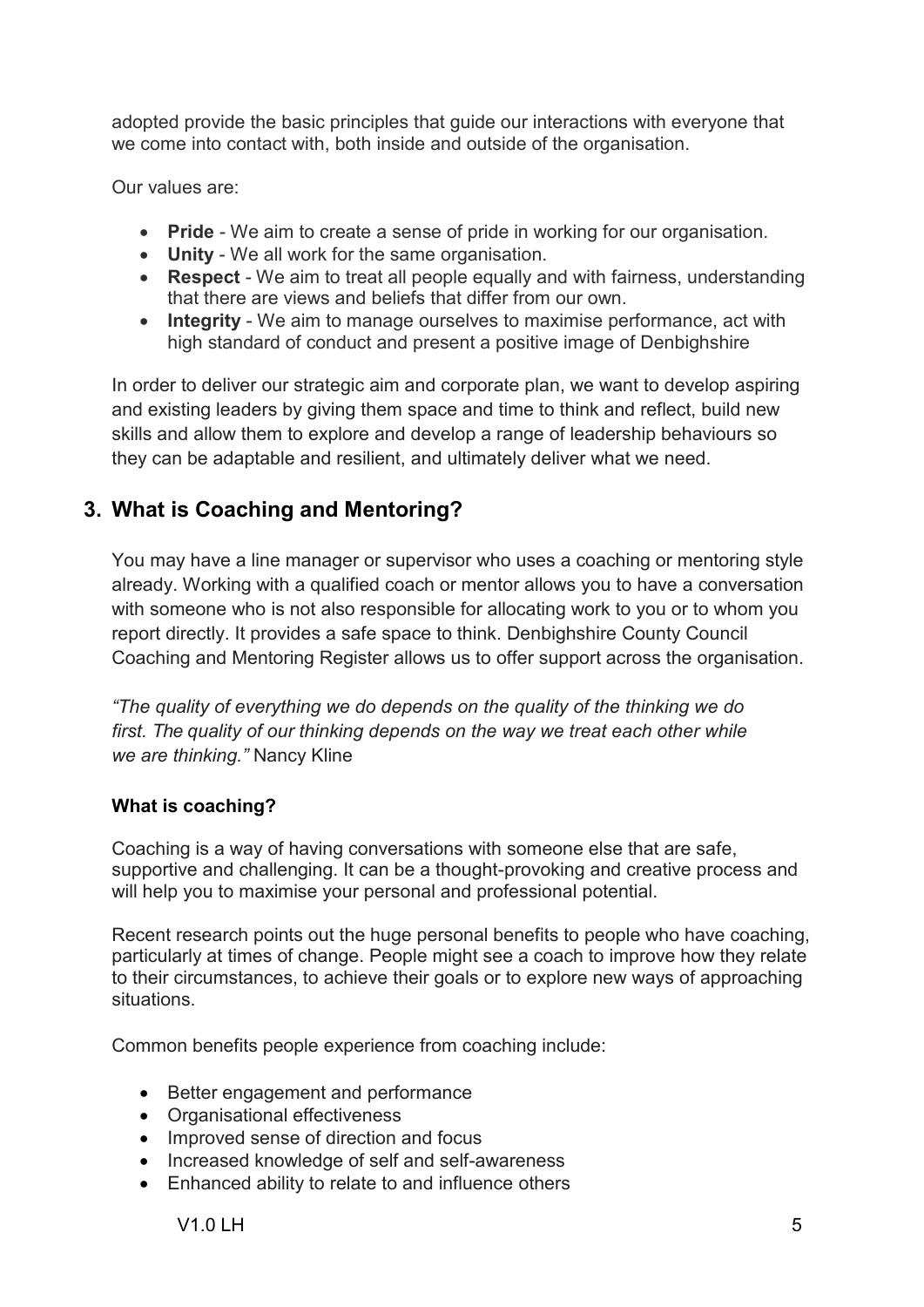adopted provide the basic principles that guide our interactions with everyone that we come into contact with, both inside and outside of the organisation.

Our values are:

- **Pride** - We aim to create a sense of pride in working for our organisation.
- **Unity** - We all work for the same organisation.
- **Respect** - We aim to treat all people equally and with fairness, understanding that there are views and beliefs that differ from our own.
- **Integrity** - We aim to manage ourselves to maximise performance, act with high standard of conduct and present a positive image of Denbighshire

In order to deliver our strategic aim and corporate plan, we want to develop aspiring and existing leaders by giving them space and time to think and reflect, build new skills and allow them to explore and develop a range of leadership behaviours so they can be adaptable and resilient, and ultimately deliver what we need.

## 3. What is Coaching and Mentoring?

You may have a line manager or supervisor who uses a coaching or mentoring style already. Working with a qualified coach or mentor allows you to have a conversation with someone who is not also responsible for allocating work to you or to whom you report directly. It provides a safe space to think. Denbighshire County Council Coaching and Mentoring Register allows us to offer support across the organisation.

*"The quality of everything we do depends on the quality of the thinking we do first. The quality of our thinking depends on the way we treat each other while we are thinking."* Nancy Kline

### What is coaching?

Coaching is a way of having conversations with someone else that are safe, supportive and challenging. It can be a thought-provoking and creative process and will help you to maximise your personal and professional potential.

Recent research points out the huge personal benefits to people who have coaching, particularly at times of change. People might see a coach to improve how they relate to their circumstances, to achieve their goals or to explore new ways of approaching situations.

Common benefits people experience from coaching include:

- Better engagement and performance
- Organisational effectiveness
- Improved sense of direction and focus
- Increased knowledge of self and self-awareness
- Enhanced ability to relate to and influence others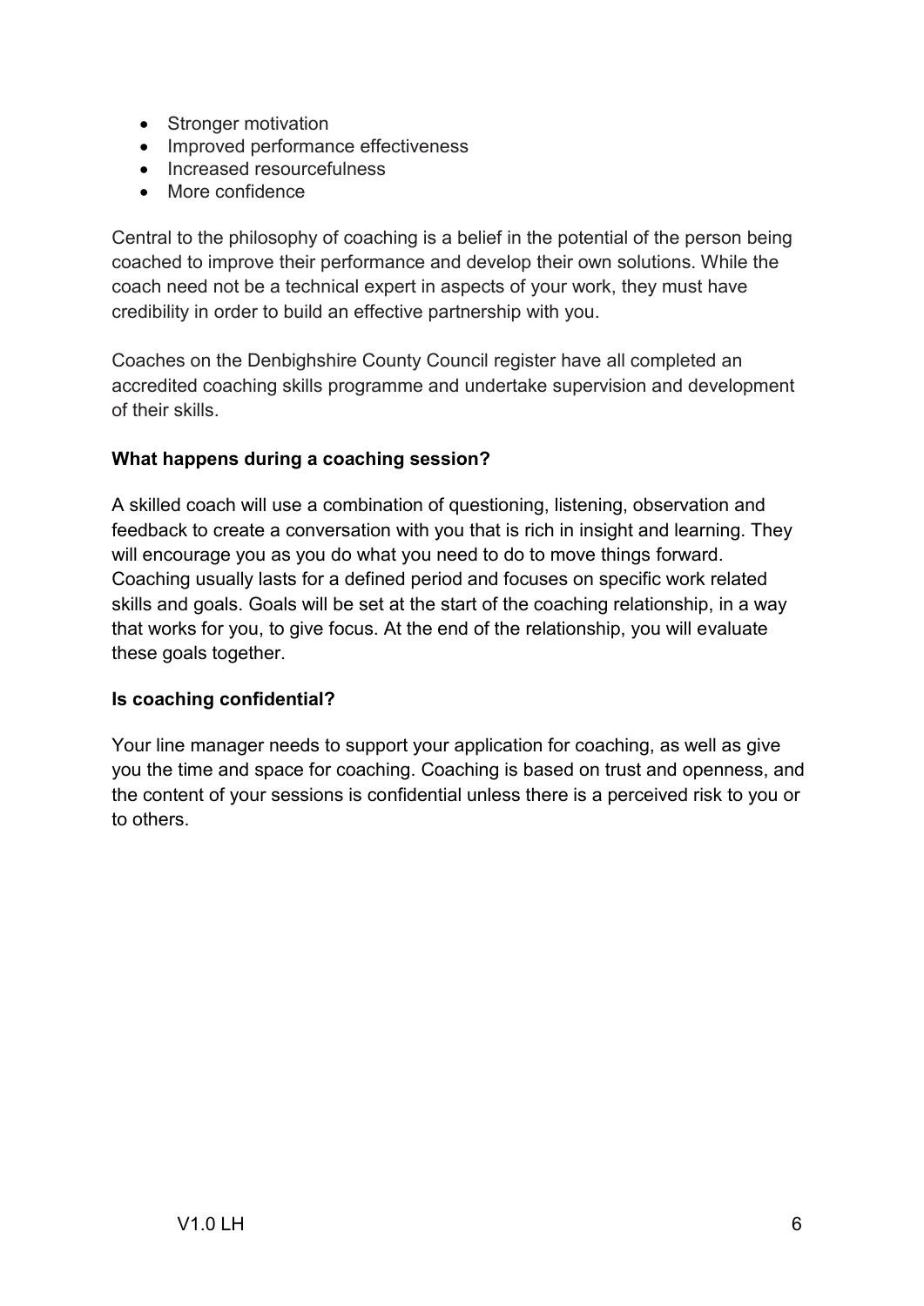- Stronger motivation
- Improved performance effectiveness
- Increased resourcefulness
- More confidence

Central to the philosophy of coaching is a belief in the potential of the person being coached to improve their performance and develop their own solutions. While the coach need not be a technical expert in aspects of your work, they must have credibility in order to build an effective partnership with you.

Coaches on the Denbighshire County Council register have all completed an accredited coaching skills programme and undertake supervision and development of their skills.

**What happens during a coaching session?**

A skilled coach will use a combination of questioning, listening, observation and feedback to create a conversation with you that is rich in insight and learning. They will encourage you as you do what you need to do to move things forward. Coaching usually lasts for a defined period and focuses on specific work related skills and goals. Goals will be set at the start of the coaching relationship, in a way that works for you, to give focus. At the end of the relationship, you will evaluate these goals together.

**Is coaching confidential?**

Your line manager needs to support your application for coaching, as well as give you the time and space for coaching. Coaching is based on trust and openness, and the content of your sessions is confidential unless there is a perceived risk to you or to others.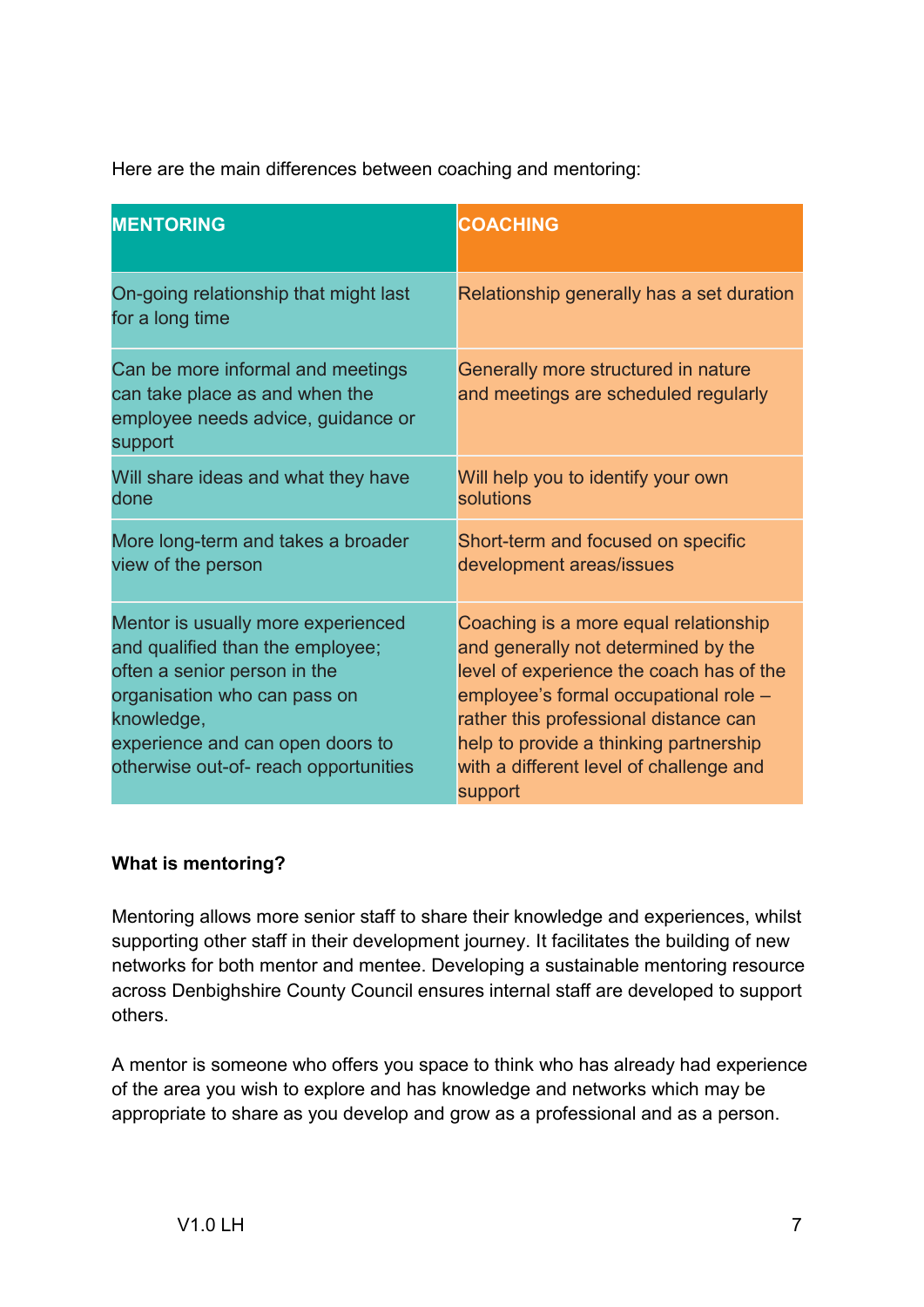Here are the main differences between coaching and mentoring:

| MENTORING | COACHING |
| --- | --- |
| On-going relationship that might last for a long time | Relationship generally has a set duration |
| Can be more informal and meetings can take place as and when the employee needs advice, guidance or support | Generally more structured in nature and meetings are scheduled regularly |
| Will share ideas and what they have done | Will help you to identify your own solutions |
| More long-term and takes a broader view of the person | Short-term and focused on specific development areas/issues |
| Mentor is usually more experienced and qualified than the employee; often a senior person in the organisation who can pass on knowledge, experience and can open doors to otherwise out-of- reach opportunities | Coaching is a more equal relationship and generally not determined by the level of experience the coach has of the employee's formal occupational role – rather this professional distance can help to provide a thinking partnership with a different level of challenge and support |

**What is mentoring?**

Mentoring allows more senior staff to share their knowledge and experiences, whilst supporting other staff in their development journey. It facilitates the building of new networks for both mentor and mentee. Developing a sustainable mentoring resource across Denbighshire County Council ensures internal staff are developed to support others.

A mentor is someone who offers you space to think who has already had experience of the area you wish to explore and has knowledge and networks which may be appropriate to share as you develop and grow as a professional and as a person.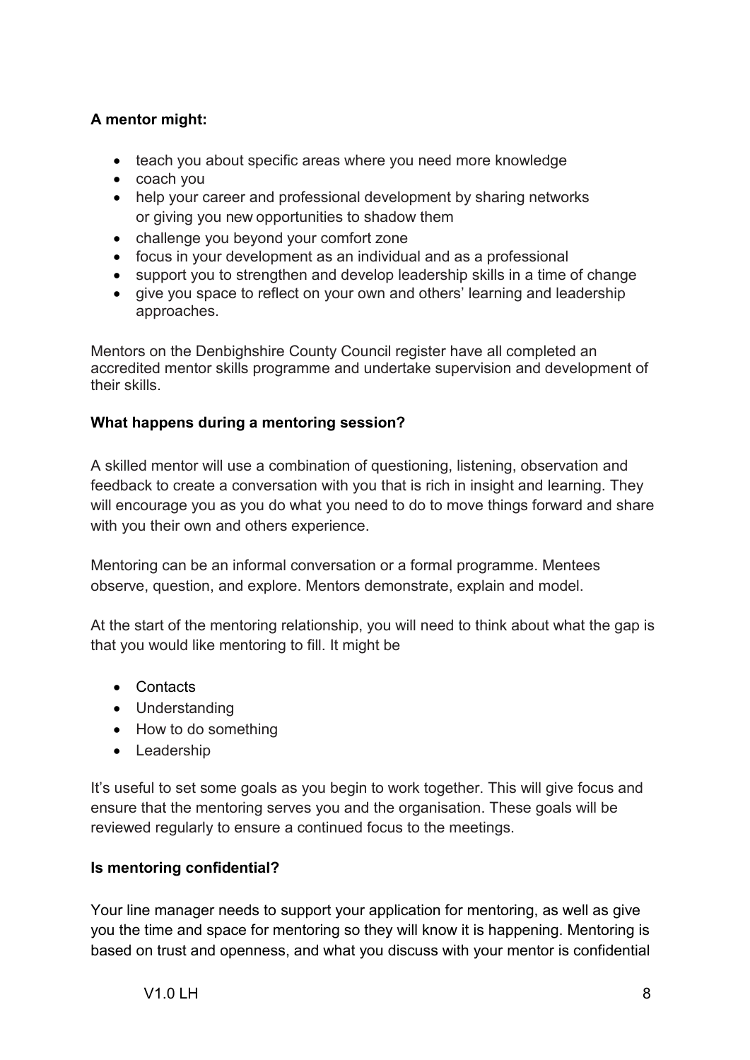**A mentor might:**

- teach you about specific areas where you need more knowledge
- coach you
- help your career and professional development by sharing networks or giving you new opportunities to shadow them
- challenge you beyond your comfort zone
- focus in your development as an individual and as a professional
- support you to strengthen and develop leadership skills in a time of change
- give you space to reflect on your own and others' learning and leadership approaches.

Mentors on the Denbighshire County Council register have all completed an accredited mentor skills programme and undertake supervision and development of their skills.

**What happens during a mentoring session?**

A skilled mentor will use a combination of questioning, listening, observation and feedback to create a conversation with you that is rich in insight and learning. They will encourage you as you do what you need to do to move things forward and share with you their own and others experience.

Mentoring can be an informal conversation or a formal programme. Mentees observe, question, and explore. Mentors demonstrate, explain and model.

At the start of the mentoring relationship, you will need to think about what the gap is that you would like mentoring to fill. It might be

- Contacts
- Understanding
- How to do something
- Leadership

It's useful to set some goals as you begin to work together. This will give focus and ensure that the mentoring serves you and the organisation. These goals will be reviewed regularly to ensure a continued focus to the meetings.

**Is mentoring confidential?**

Your line manager needs to support your application for mentoring, as well as give you the time and space for mentoring so they will know it is happening. Mentoring is based on trust and openness, and what you discuss with your mentor is confidential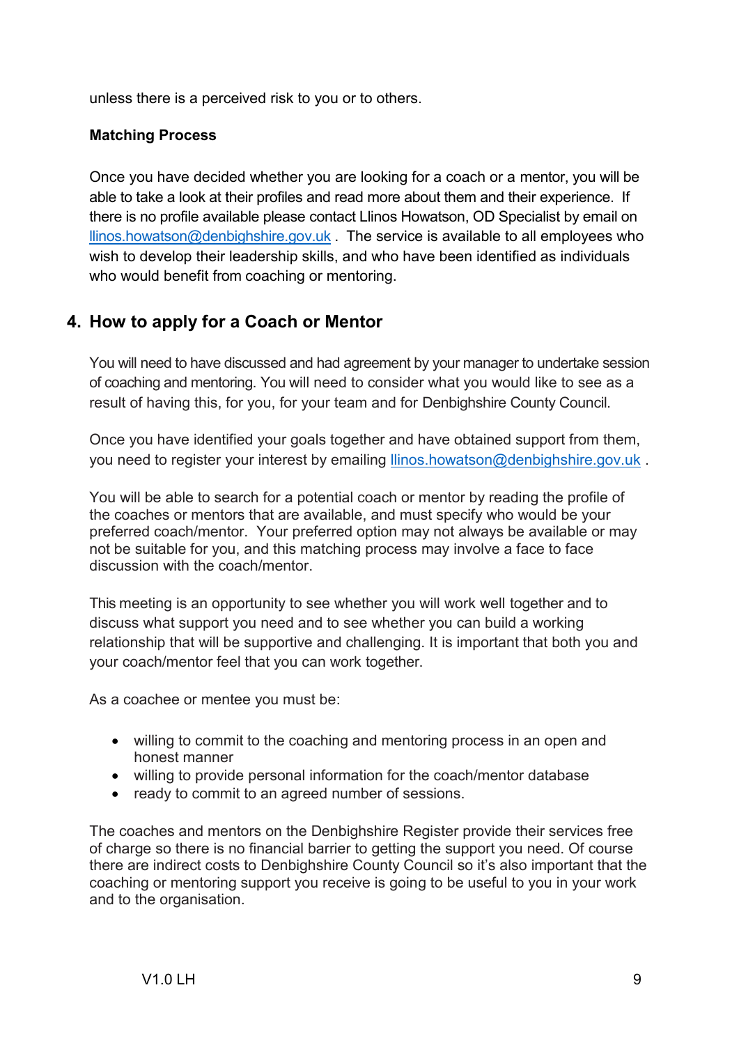unless there is a perceived risk to you or to others.

**Matching Process**

Once you have decided whether you are looking for a coach or a mentor, you will be able to take a look at their profiles and read more about them and their experience. If there is no profile available please contact Llinos Howatson, OD Specialist by email on llinos.howatson@denbighshire.gov.uk . The service is available to all employees who wish to develop their leadership skills, and who have been identified as individuals who would benefit from coaching or mentoring.

## 4. How to apply for a Coach or Mentor

You will need to have discussed and had agreement by your manager to undertake session of coaching and mentoring. You will need to consider what you would like to see as a result of having this, for you, for your team and for Denbighshire County Council.

Once you have identified your goals together and have obtained support from them, you need to register your interest by emailing llinos.howatson@denbighshire.gov.uk .

You will be able to search for a potential coach or mentor by reading the profile of the coaches or mentors that are available, and must specify who would be your preferred coach/mentor. Your preferred option may not always be available or may not be suitable for you, and this matching process may involve a face to face discussion with the coach/mentor.

This meeting is an opportunity to see whether you will work well together and to discuss what support you need and to see whether you can build a working relationship that will be supportive and challenging. It is important that both you and your coach/mentor feel that you can work together.

As a coachee or mentee you must be:

- willing to commit to the coaching and mentoring process in an open and honest manner
- willing to provide personal information for the coach/mentor database
- ready to commit to an agreed number of sessions.

The coaches and mentors on the Denbighshire Register provide their services free of charge so there is no financial barrier to getting the support you need. Of course there are indirect costs to Denbighshire County Council so it's also important that the coaching or mentoring support you receive is going to be useful to you in your work and to the organisation.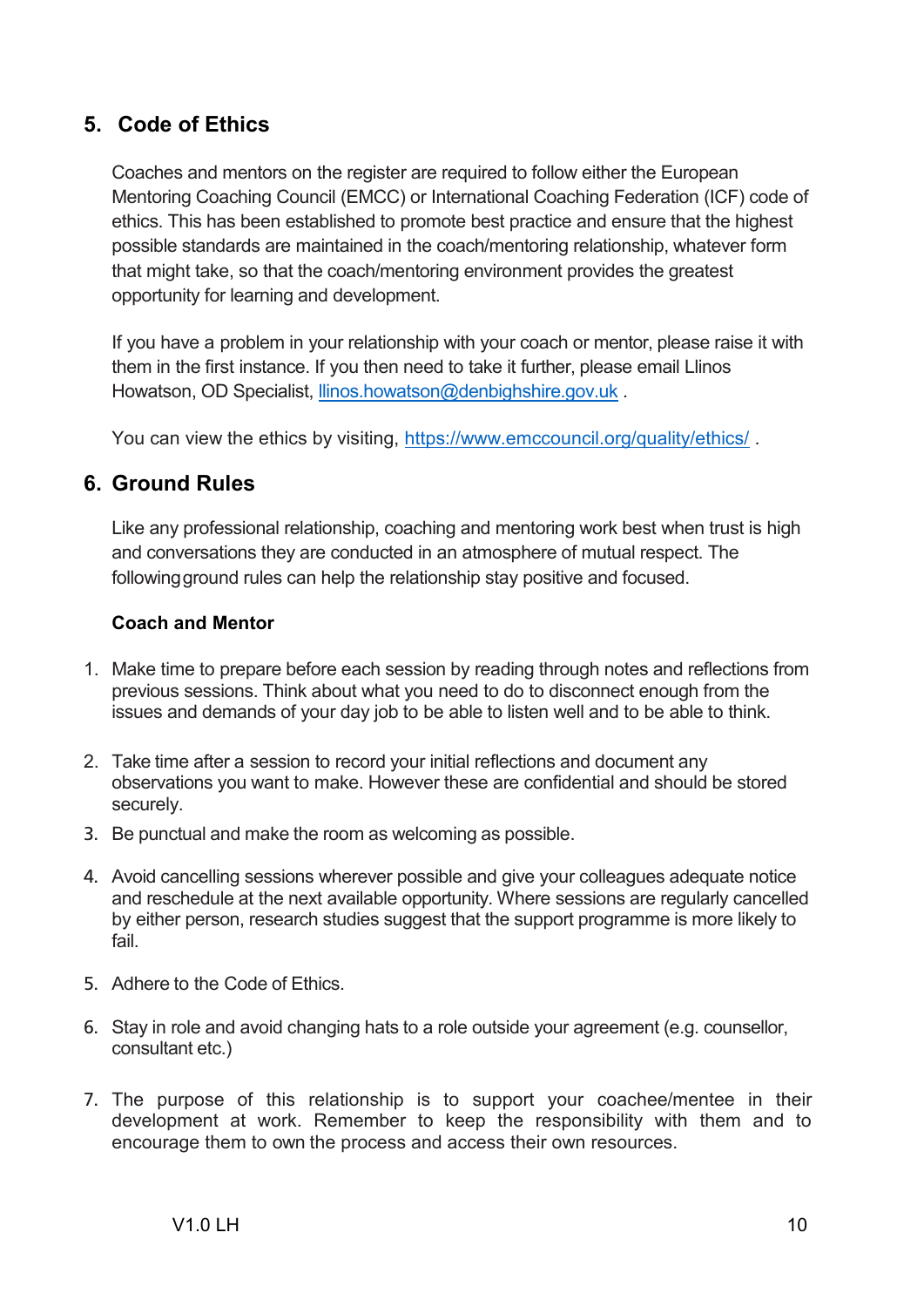## 5. Code of Ethics

Coaches and mentors on the register are required to follow either the European Mentoring Coaching Council (EMCC) or International Coaching Federation (ICF) code of ethics. This has been established to promote best practice and ensure that the highest possible standards are maintained in the coach/mentoring relationship, whatever form that might take, so that the coach/mentoring environment provides the greatest opportunity for learning and development.

If you have a problem in your relationship with your coach or mentor, please raise it with them in the first instance. If you then need to take it further, please email Llinos Howatson, OD Specialist, llinos.howatson@denbighshire.gov.uk .

You can view the ethics by visiting, https://www.emccouncil.org/quality/ethics/ .

## 6. Ground Rules

Like any professional relationship, coaching and mentoring work best when trust is high and conversations they are conducted in an atmosphere of mutual respect. The following ground rules can help the relationship stay positive and focused.

**Coach and Mentor**

1. Make time to prepare before each session by reading through notes and reflections from previous sessions. Think about what you need to do to disconnect enough from the issues and demands of your day job to be able to listen well and to be able to think.
2. Take time after a session to record your initial reflections and document any observations you want to make. However these are confidential and should be stored securely.
3. Be punctual and make the room as welcoming as possible.
4. Avoid cancelling sessions wherever possible and give your colleagues adequate notice and reschedule at the next available opportunity. Where sessions are regularly cancelled by either person, research studies suggest that the support programme is more likely to fail.
5. Adhere to the Code of Ethics.
6. Stay in role and avoid changing hats to a role outside your agreement (e.g. counsellor, consultant etc.)
7. The purpose of this relationship is to support your coachee/mentee in their development at work. Remember to keep the responsibility with them and to encourage them to own the process and access their own resources.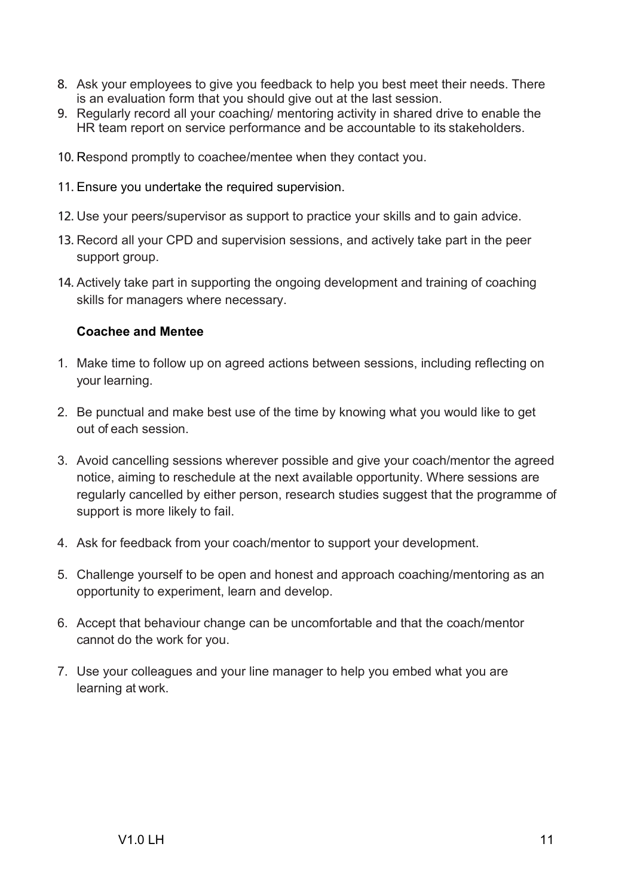8. Ask your employees to give you feedback to help you best meet their needs. There is an evaluation form that you should give out at the last session.
9. Regularly record all your coaching/ mentoring activity in shared drive to enable the HR team report on service performance and be accountable to its stakeholders.
10. Respond promptly to coachee/mentee when they contact you.
11. Ensure you undertake the required supervision.
12. Use your peers/supervisor as support to practice your skills and to gain advice.
13. Record all your CPD and supervision sessions, and actively take part in the peer support group.
14. Actively take part in supporting the ongoing development and training of coaching skills for managers where necessary.

**Coachee and Mentee**

1. Make time to follow up on agreed actions between sessions, including reflecting on your learning.
2. Be punctual and make best use of the time by knowing what you would like to get out of each session.
3. Avoid cancelling sessions wherever possible and give your coach/mentor the agreed notice, aiming to reschedule at the next available opportunity. Where sessions are regularly cancelled by either person, research studies suggest that the programme of support is more likely to fail.
4. Ask for feedback from your coach/mentor to support your development.
5. Challenge yourself to be open and honest and approach coaching/mentoring as an opportunity to experiment, learn and develop.
6. Accept that behaviour change can be uncomfortable and that the coach/mentor cannot do the work for you.
7. Use your colleagues and your line manager to help you embed what you are learning at work.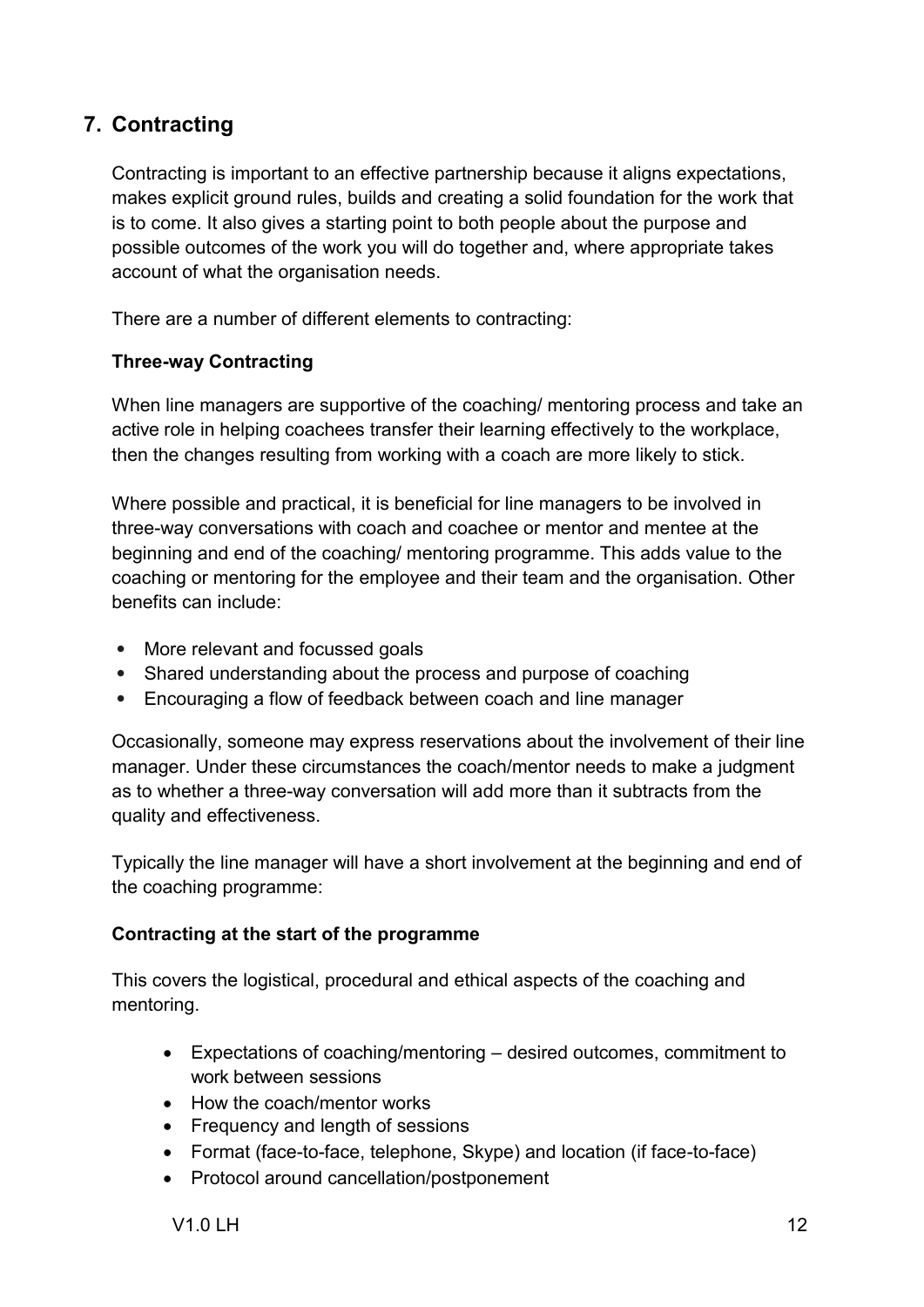## 7. Contracting

Contracting is important to an effective partnership because it aligns expectations, makes explicit ground rules, builds and creating a solid foundation for the work that is to come. It also gives a starting point to both people about the purpose and possible outcomes of the work you will do together and, where appropriate takes account of what the organisation needs.

There are a number of different elements to contracting:

**Three-way Contracting**

When line managers are supportive of the coaching/ mentoring process and take an active role in helping coachees transfer their learning effectively to the workplace, then the changes resulting from working with a coach are more likely to stick.

Where possible and practical, it is beneficial for line managers to be involved in three-way conversations with coach and coachee or mentor and mentee at the beginning and end of the coaching/ mentoring programme. This adds value to the coaching or mentoring for the employee and their team and the organisation. Other benefits can include:

- More relevant and focussed goals
- Shared understanding about the process and purpose of coaching
- Encouraging a flow of feedback between coach and line manager

Occasionally, someone may express reservations about the involvement of their line manager. Under these circumstances the coach/mentor needs to make a judgment as to whether a three-way conversation will add more than it subtracts from the quality and effectiveness.

Typically the line manager will have a short involvement at the beginning and end of the coaching programme:

**Contracting at the start of the programme**

This covers the logistical, procedural and ethical aspects of the coaching and mentoring.

- Expectations of coaching/mentoring – desired outcomes, commitment to work between sessions
- How the coach/mentor works
- Frequency and length of sessions
- Format (face-to-face, telephone, Skype) and location (if face-to-face)
- Protocol around cancellation/postponement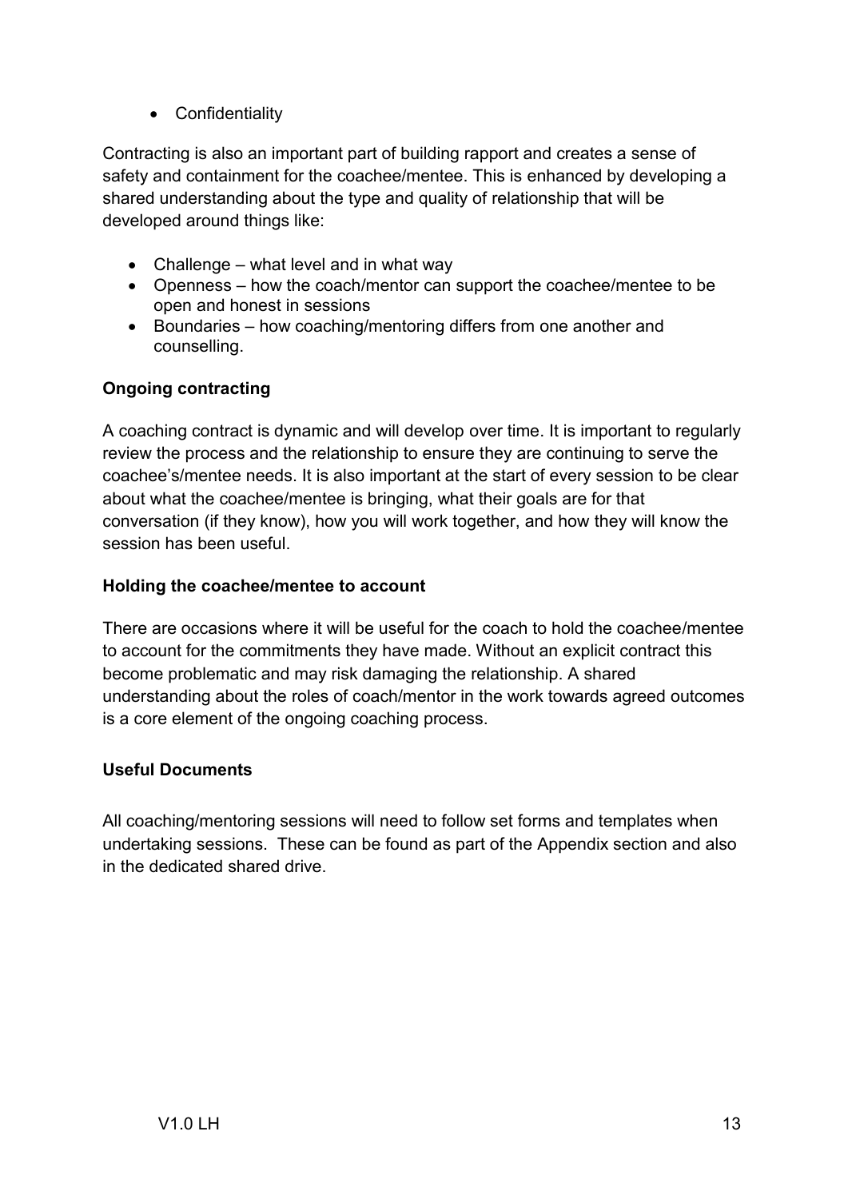- Confidentiality

Contracting is also an important part of building rapport and creates a sense of safety and containment for the coachee/mentee. This is enhanced by developing a shared understanding about the type and quality of relationship that will be developed around things like:

- Challenge – what level and in what way
- Openness – how the coach/mentor can support the coachee/mentee to be open and honest in sessions
- Boundaries – how coaching/mentoring differs from one another and counselling.

**Ongoing contracting**

A coaching contract is dynamic and will develop over time. It is important to regularly review the process and the relationship to ensure they are continuing to serve the coachee's/mentee needs. It is also important at the start of every session to be clear about what the coachee/mentee is bringing, what their goals are for that conversation (if they know), how you will work together, and how they will know the session has been useful.

**Holding the coachee/mentee to account**

There are occasions where it will be useful for the coach to hold the coachee/mentee to account for the commitments they have made. Without an explicit contract this become problematic and may risk damaging the relationship. A shared understanding about the roles of coach/mentor in the work towards agreed outcomes is a core element of the ongoing coaching process.

**Useful Documents**

All coaching/mentoring sessions will need to follow set forms and templates when undertaking sessions. These can be found as part of the Appendix section and also in the dedicated shared drive.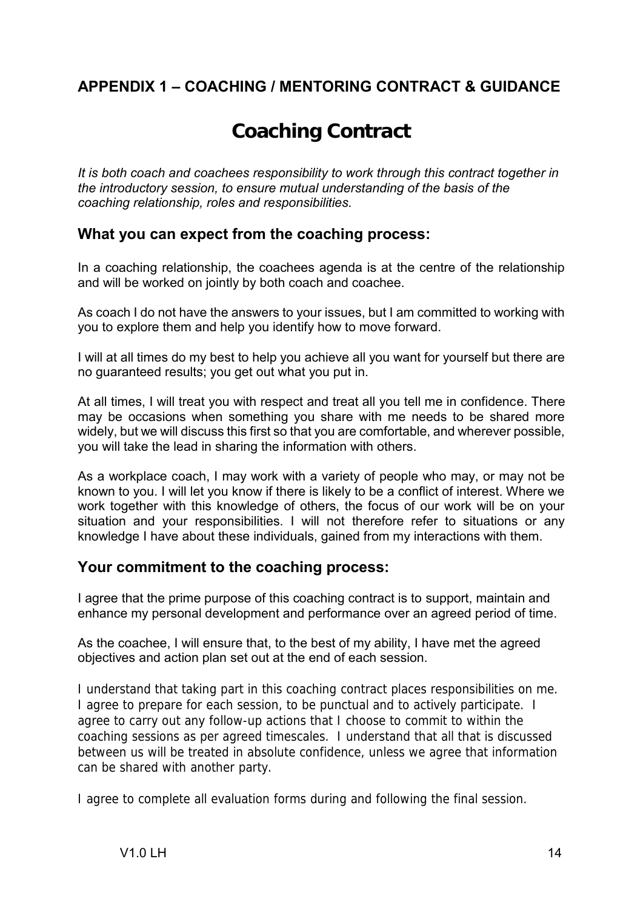## APPENDIX 1 – COACHING / MENTORING CONTRACT & GUIDANCE

# Coaching Contract

*It is both coach and coachees responsibility to work through this contract together in the introductory session, to ensure mutual understanding of the basis of the coaching relationship, roles and responsibilities.*

### What you can expect from the coaching process:

In a coaching relationship, the coachees agenda is at the centre of the relationship and will be worked on jointly by both coach and coachee.

As coach I do not have the answers to your issues, but I am committed to working with you to explore them and help you identify how to move forward.

I will at all times do my best to help you achieve all you want for yourself but there are no guaranteed results; you get out what you put in.

At all times, I will treat you with respect and treat all you tell me in confidence. There may be occasions when something you share with me needs to be shared more widely, but we will discuss this first so that you are comfortable, and wherever possible, you will take the lead in sharing the information with others.

As a workplace coach, I may work with a variety of people who may, or may not be known to you. I will let you know if there is likely to be a conflict of interest. Where we work together with this knowledge of others, the focus of our work will be on your situation and your responsibilities. I will not therefore refer to situations or any knowledge I have about these individuals, gained from my interactions with them.

### Your commitment to the coaching process:

I agree that the prime purpose of this coaching contract is to support, maintain and enhance my personal development and performance over an agreed period of time.

As the coachee, I will ensure that, to the best of my ability, I have met the agreed objectives and action plan set out at the end of each session.

I understand that taking part in this coaching contract places responsibilities on me. I agree to prepare for each session, to be punctual and to actively participate. I agree to carry out any follow-up actions that I choose to commit to within the coaching sessions as per agreed timescales. I understand that all that is discussed between us will be treated in absolute confidence, unless we agree that information can be shared with another party.

I agree to complete all evaluation forms during and following the final session.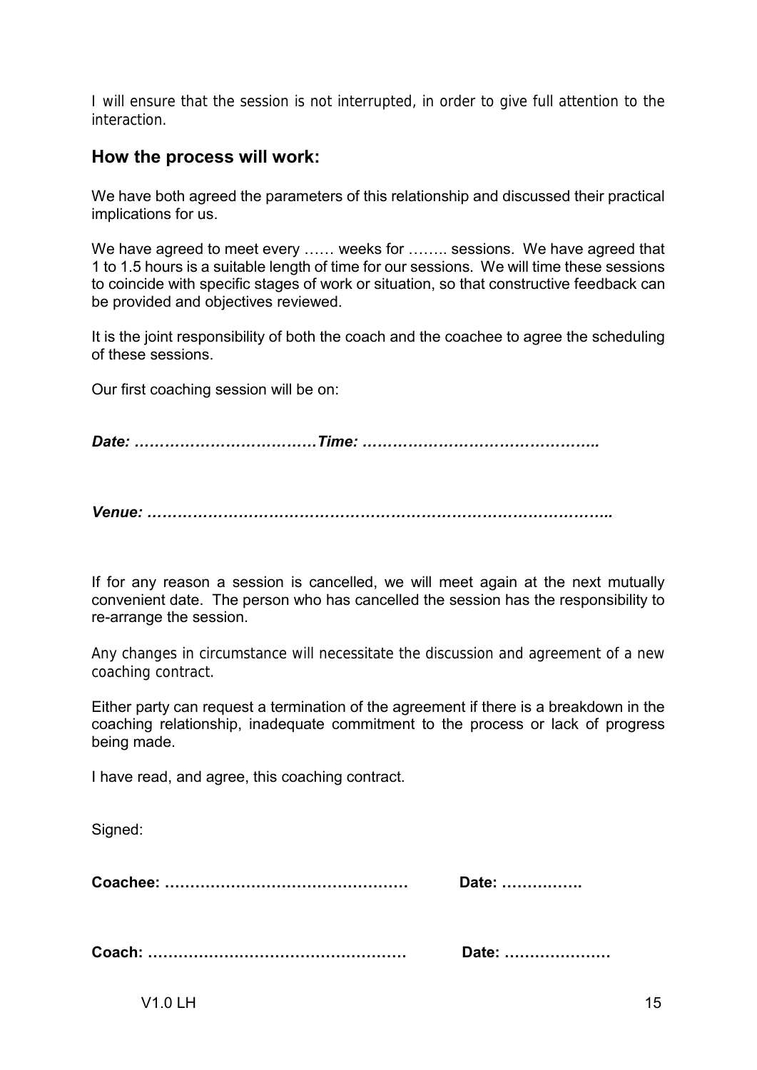I will ensure that the session is not interrupted, in order to give full attention to the interaction.

## How the process will work:

We have both agreed the parameters of this relationship and discussed their practical implications for us.

We have agreed to meet every …… weeks for …….. sessions. We have agreed that 1 to 1.5 hours is a suitable length of time for our sessions. We will time these sessions to coincide with specific stages of work or situation, so that constructive feedback can be provided and objectives reviewed.

It is the joint responsibility of both the coach and the coachee to agree the scheduling of these sessions.

Our first coaching session will be on:

***Date: ………………………………Time: ………………………………………..***

***Venue: ……………………………………………………………………………..***

If for any reason a session is cancelled, we will meet again at the next mutually convenient date. The person who has cancelled the session has the responsibility to re-arrange the session.

Any changes in circumstance will necessitate the discussion and agreement of a new coaching contract.

Either party can request a termination of the agreement if there is a breakdown in the coaching relationship, inadequate commitment to the process or lack of progress being made.

I have read, and agree, this coaching contract.

Signed:

**Coachee: …………………………………………** **Date: …………….**

**Coach: ……………………………………………** **Date: …………………**

V1.0 LH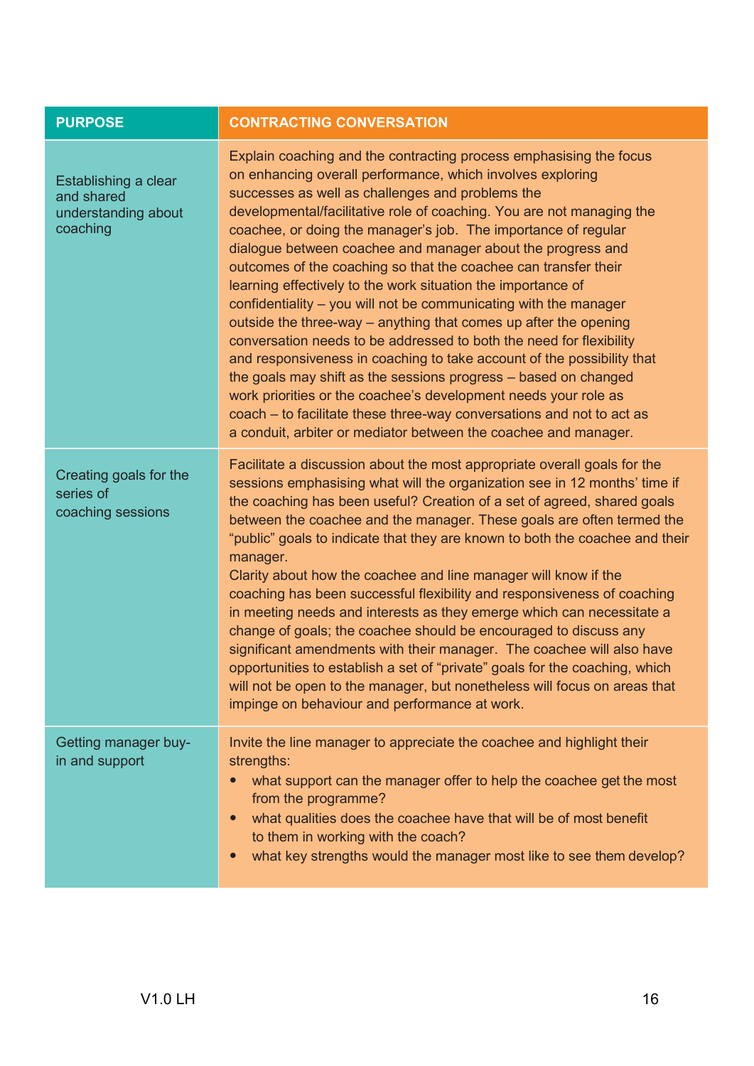| PURPOSE | CONTRACTING CONVERSATION |
|---|---|
| Establishing a clear and shared understanding about coaching | Explain coaching and the contracting process emphasising the focus on enhancing overall performance, which involves exploring successes as well as challenges and problems the developmental/facilitative role of coaching. You are not managing the coachee, or doing the manager's job. The importance of regular dialogue between coachee and manager about the progress and outcomes of the coaching so that the coachee can transfer their learning effectively to the work situation the importance of confidentiality – you will not be communicating with the manager outside the three-way – anything that comes up after the opening conversation needs to be addressed to both the need for flexibility and responsiveness in coaching to take account of the possibility that the goals may shift as the sessions progress – based on changed work priorities or the coachee's development needs your role as coach – to facilitate these three-way conversations and not to act as a conduit, arbiter or mediator between the coachee and manager. |
| Creating goals for the series of coaching sessions | Facilitate a discussion about the most appropriate overall goals for the sessions emphasising what will the organization see in 12 months' time if the coaching has been useful? Creation of a set of agreed, shared goals between the coachee and the manager. These goals are often termed the "public" goals to indicate that they are known to both the coachee and their manager.<br>Clarity about how the coachee and line manager will know if the coaching has been successful flexibility and responsiveness of coaching in meeting needs and interests as they emerge which can necessitate a change of goals; the coachee should be encouraged to discuss any significant amendments with their manager. The coachee will also have opportunities to establish a set of "private" goals for the coaching, which will not be open to the manager, but nonetheless will focus on areas that impinge on behaviour and performance at work. |
| Getting manager buy-in and support | Invite the line manager to appreciate the coachee and highlight their strengths:<br>• what support can the manager offer to help the coachee get the most from the programme?<br>• what qualities does the coachee have that will be of most benefit to them in working with the coach?<br>• what key strengths would the manager most like to see them develop? |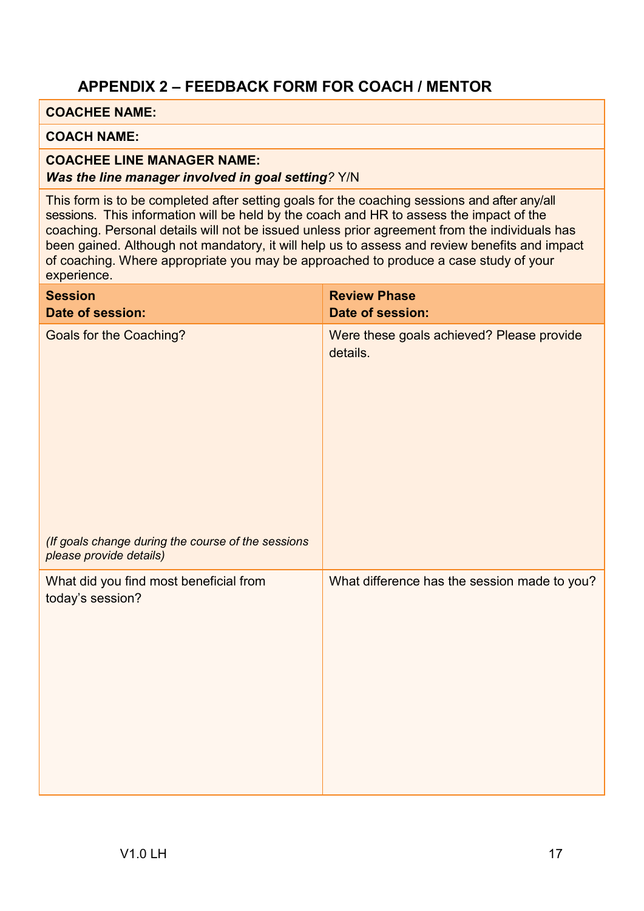## APPENDIX 2 – FEEDBACK FORM FOR COACH / MENTOR

**COACHEE NAME:**

**COACH NAME:**

**COACHEE LINE MANAGER NAME:**
***Was the line manager involved in goal setting**?* Y/N

This form is to be completed after setting goals for the coaching sessions and after any/all sessions. This information will be held by the coach and HR to assess the impact of the coaching. Personal details will not be issued unless prior agreement from the individuals has been gained. Although not mandatory, it will help us to assess and review benefits and impact of coaching. Where appropriate you may be approached to produce a case study of your experience.

| **Session**<br>**Date of session:** | **Review Phase**<br>**Date of session:** |
|---|---|
| Goals for the Coaching?<br><br>*(If goals change during the course of the sessions please provide details)* | Were these goals achieved? Please provide details. |
| What did you find most beneficial from today's session? | What difference has the session made to you? |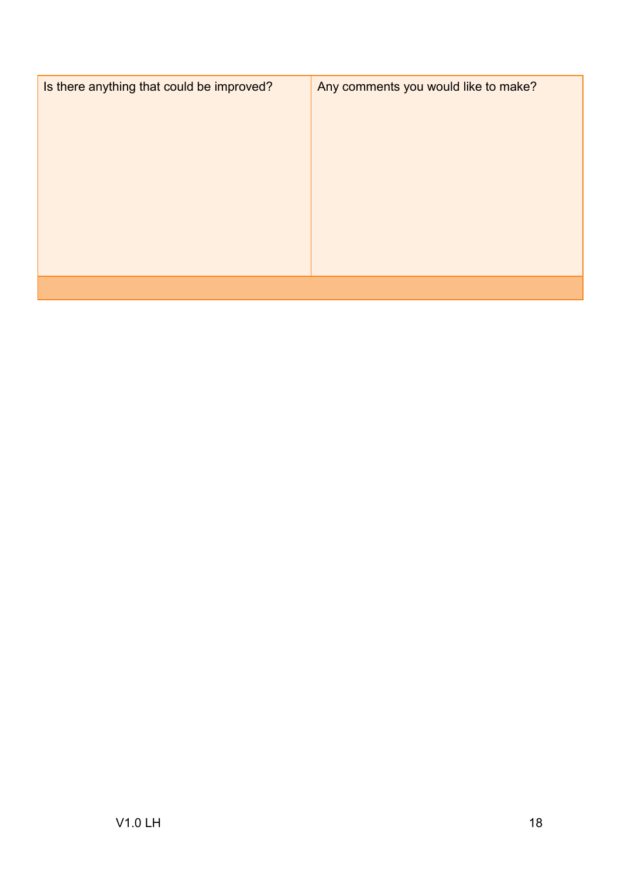| Is there anything that could be improved? | Any comments you would like to make? |
|---|---|
| | |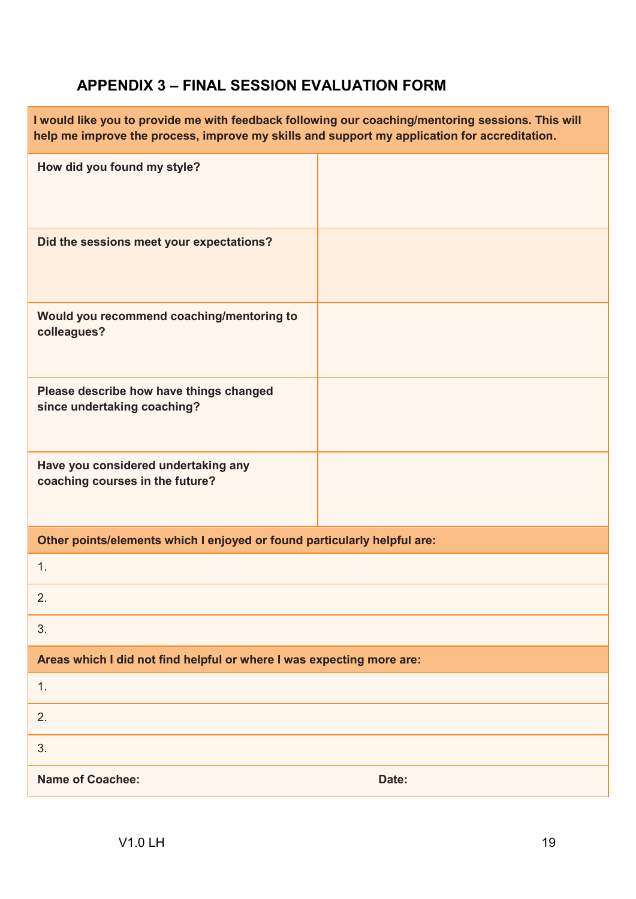## APPENDIX 3 – FINAL SESSION EVALUATION FORM

| | |
|---|---|
| **I would like you to provide me with feedback following our coaching/mentoring sessions. This will help me improve the process, improve my skills and support my application for accreditation.** | |
| **How did you found my style?** | |
| **Did the sessions meet your expectations?** | |
| **Would you recommend coaching/mentoring to colleagues?** | |
| **Please describe how have things changed since undertaking coaching?** | |
| **Have you considered undertaking any coaching courses in the future?** | |
| **Other points/elements which I enjoyed or found particularly helpful are:** | |
| 1. | |
| 2. | |
| 3. | |
| **Areas which I did not find helpful or where I was expecting more are:** | |
| 1. | |
| 2. | |
| 3. | |
| **Name of Coachee:** | **Date:** |

V1.0 LH